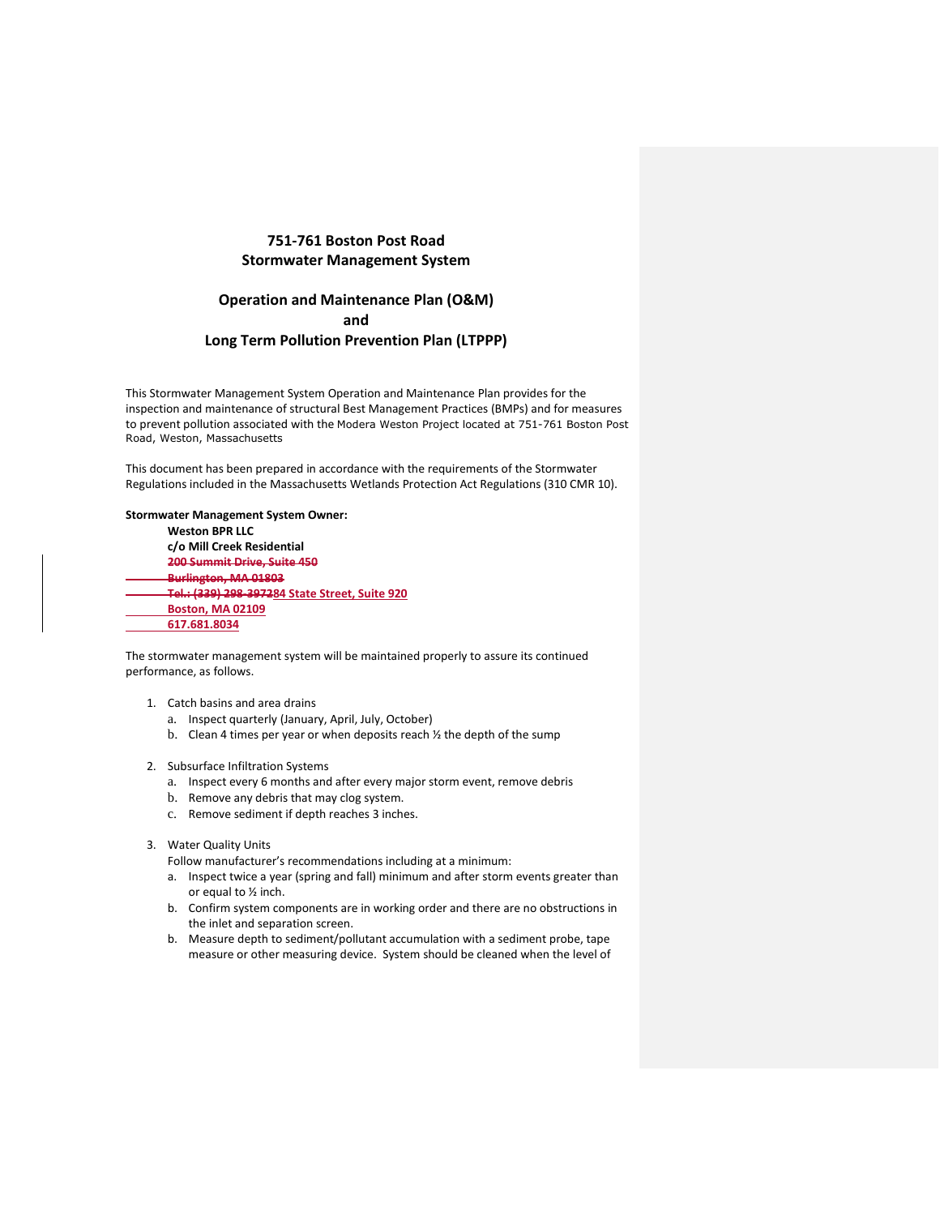# 751-761 Boston Post Road
## Stormwater Management System

## Operation and Maintenance Plan (O&M)
## and
## Long Term Pollution Prevention Plan (LTPPP)

This Stormwater Management System Operation and Maintenance Plan provides for the inspection and maintenance of structural Best Management Practices (BMPs) and for measures to prevent pollution associated with the Modera Weston Project located at 751-761 Boston Post Road, Weston, Massachusetts

This document has been prepared in accordance with the requirements of the Stormwater Regulations included in the Massachusetts Wetlands Protection Act Regulations (310 CMR 10).

**Stormwater Management System Owner:**

**Weston BPR LLC**
**c/o Mill Creek Residential**
**~~200 Summit Drive, Suite 450~~**
**~~Burlington, MA 01803~~**
**~~Tel.: (339) 298-3972~~84 State Street, Suite 920**
**Boston, MA 02109**
**617.681.8034**

The stormwater management system will be maintained properly to assure its continued performance, as follows.

1. Catch basins and area drains
   a. Inspect quarterly (January, April, July, October)
   b. Clean 4 times per year or when deposits reach ½ the depth of the sump

2. Subsurface Infiltration Systems
   a. Inspect every 6 months and after every major storm event, remove debris
   b. Remove any debris that may clog system.
   c. Remove sediment if depth reaches 3 inches.

3. Water Quality Units
   Follow manufacturer's recommendations including at a minimum:
   a. Inspect twice a year (spring and fall) minimum and after storm events greater than or equal to ½ inch.
   b. Confirm system components are in working order and there are no obstructions in the inlet and separation screen.
   b. Measure depth to sediment/pollutant accumulation with a sediment probe, tape measure or other measuring device. System should be cleaned when the level of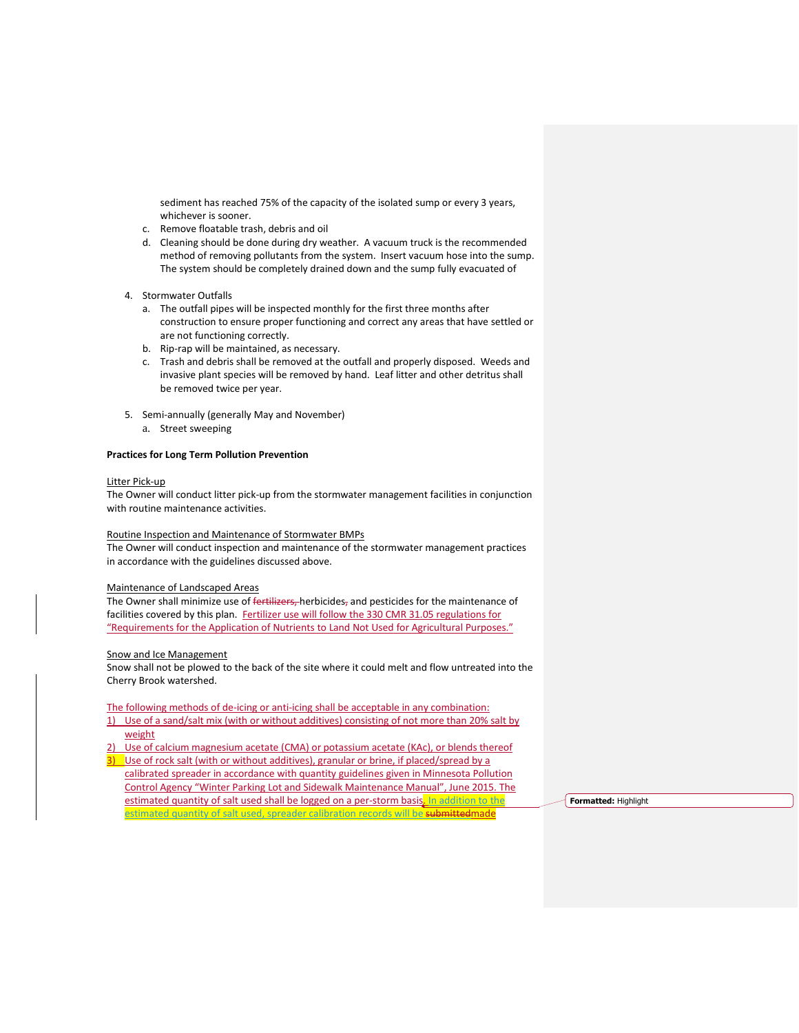sediment has reached 75% of the capacity of the isolated sump or every 3 years, whichever is sooner.

c. Remove floatable trash, debris and oil
d. Cleaning should be done during dry weather. A vacuum truck is the recommended method of removing pollutants from the system. Insert vacuum hose into the sump. The system should be completely drained down and the sump fully evacuated of

4. Stormwater Outfalls
   a. The outfall pipes will be inspected monthly for the first three months after construction to ensure proper functioning and correct any areas that have settled or are not functioning correctly.
   b. Rip-rap will be maintained, as necessary.
   c. Trash and debris shall be removed at the outfall and properly disposed. Weeds and invasive plant species will be removed by hand. Leaf litter and other detritus shall be removed twice per year.

5. Semi-annually (generally May and November)
   a. Street sweeping

**Practices for Long Term Pollution Prevention**

Litter Pick-up

The Owner will conduct litter pick-up from the stormwater management facilities in conjunction with routine maintenance activities.

Routine Inspection and Maintenance of Stormwater BMPs

The Owner will conduct inspection and maintenance of the stormwater management practices in accordance with the guidelines discussed above.

Maintenance of Landscaped Areas

The Owner shall minimize use of ~~fertilizers,~~ herbicides~~,~~ and pesticides for the maintenance of facilities covered by this plan. Fertilizer use will follow the 330 CMR 31.05 regulations for "Requirements for the Application of Nutrients to Land Not Used for Agricultural Purposes."

Snow and Ice Management

Snow shall not be plowed to the back of the site where it could melt and flow untreated into the Cherry Brook watershed.

The following methods of de-icing or anti-icing shall be acceptable in any combination:

1) Use of a sand/salt mix (with or without additives) consisting of not more than 20% salt by weight
2) Use of calcium magnesium acetate (CMA) or potassium acetate (KAc), or blends thereof
3) Use of rock salt (with or without additives), granular or brine, if placed/spread by a calibrated spreader in accordance with quantity guidelines given in Minnesota Pollution Control Agency "Winter Parking Lot and Sidewalk Maintenance Manual", June 2015. The estimated quantity of salt used shall be logged on a per-storm basis. In addition to the estimated quantity of salt used, spreader calibration records will be ~~submitted~~made

Formatted: Highlight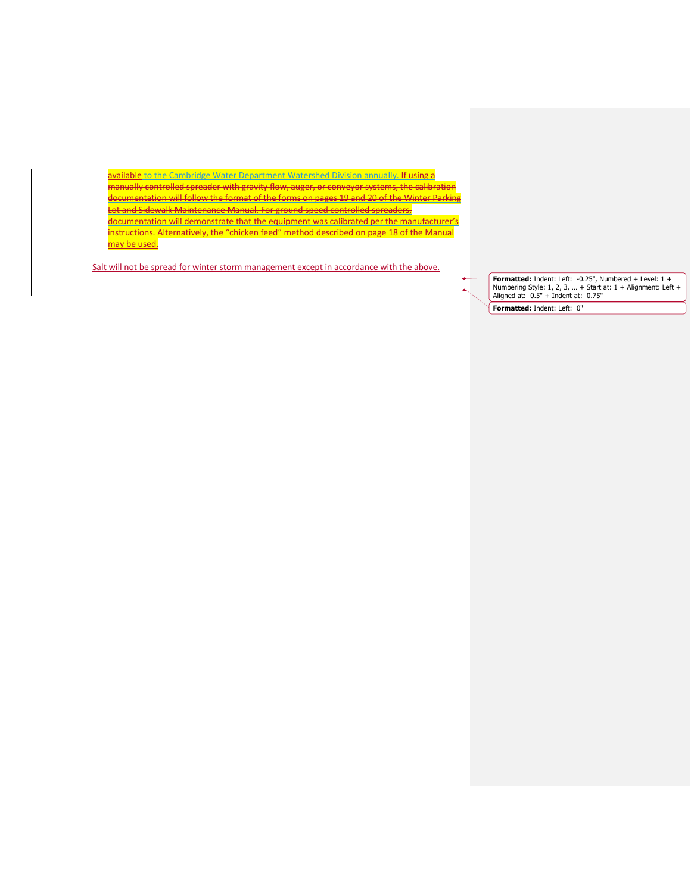available to the Cambridge Water Department Watershed Division annually. ~~If using a manually controlled spreader with gravity flow, auger, or conveyor systems, the calibration documentation will follow the format of the forms on pages 19 and 20 of the Winter Parking Lot and Sidewalk Maintenance Manual. For ground speed controlled spreaders, documentation will demonstrate that the equipment was calibrated per the manufacturer's instructions.~~ Alternatively, the "chicken feed" method described on page 18 of the Manual may be used.

Salt will not be spread for winter storm management except in accordance with the above.

**Formatted:** Indent: Left: -0.25", Numbered + Level: 1 + Numbering Style: 1, 2, 3, … + Start at: 1 + Alignment: Left + Aligned at: 0.5" + Indent at: 0.75"

**Formatted:** Indent: Left: 0"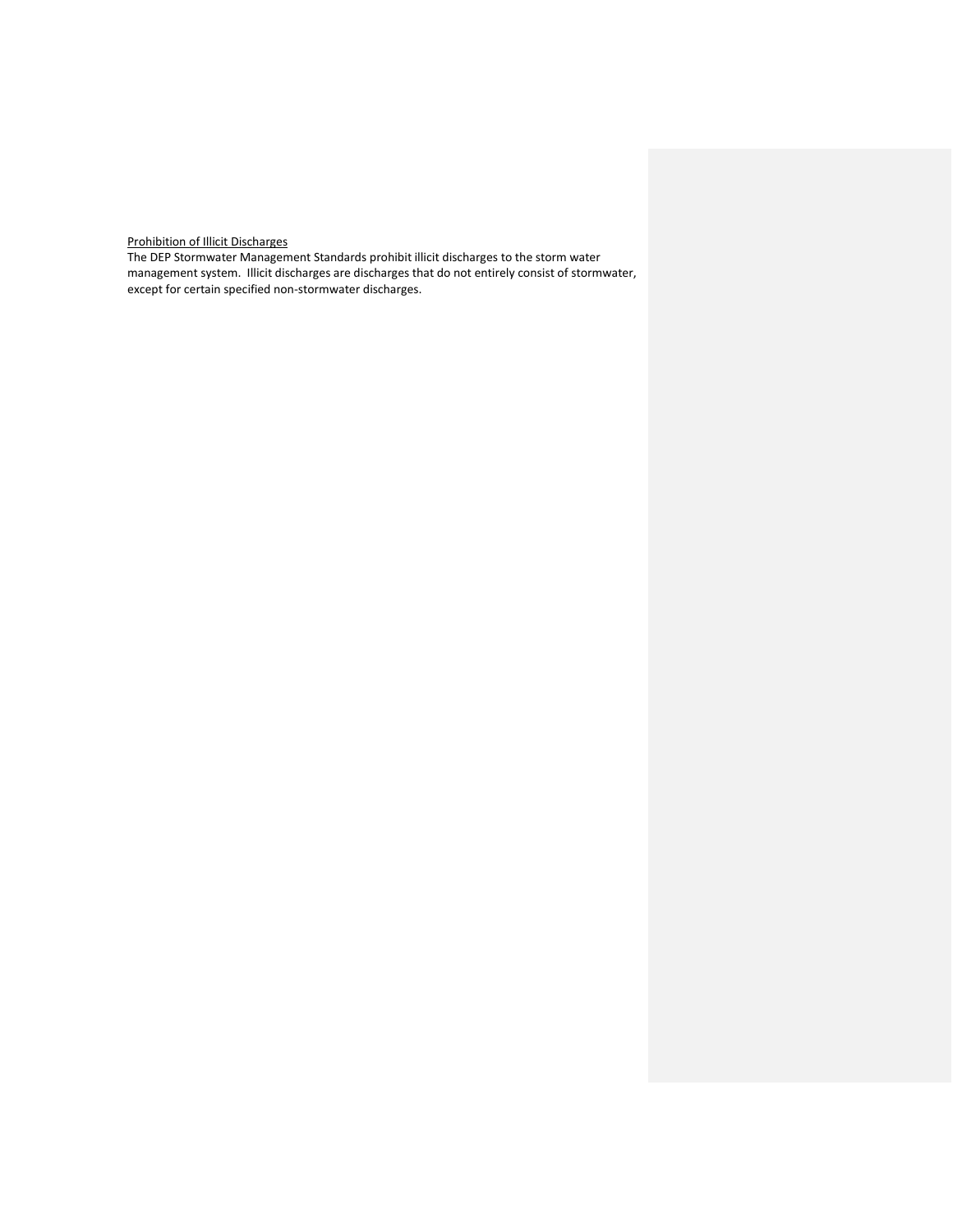<u>Prohibition of Illicit Discharges</u>

The DEP Stormwater Management Standards prohibit illicit discharges to the storm water management system. Illicit discharges are discharges that do not entirely consist of stormwater, except for certain specified non-stormwater discharges.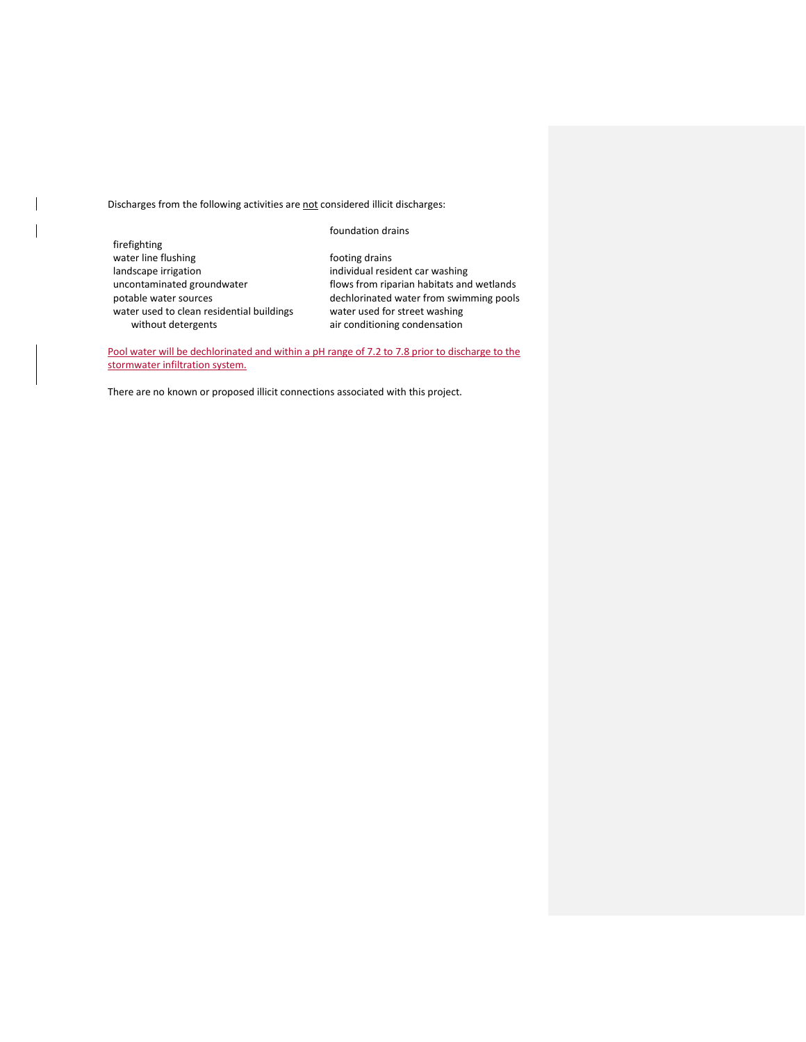Discharges from the following activities are not considered illicit discharges:

- firefighting
- water line flushing
- landscape irrigation
- uncontaminated groundwater
- potable water sources
- water used to clean residential buildings without detergents
- foundation drains
- footing drains
- individual resident car washing
- flows from riparian habitats and wetlands
- dechlorinated water from swimming pools
- water used for street washing
- air conditioning condensation

Pool water will be dechlorinated and within a pH range of 7.2 to 7.8 prior to discharge to the stormwater infiltration system.

There are no known or proposed illicit connections associated with this project.